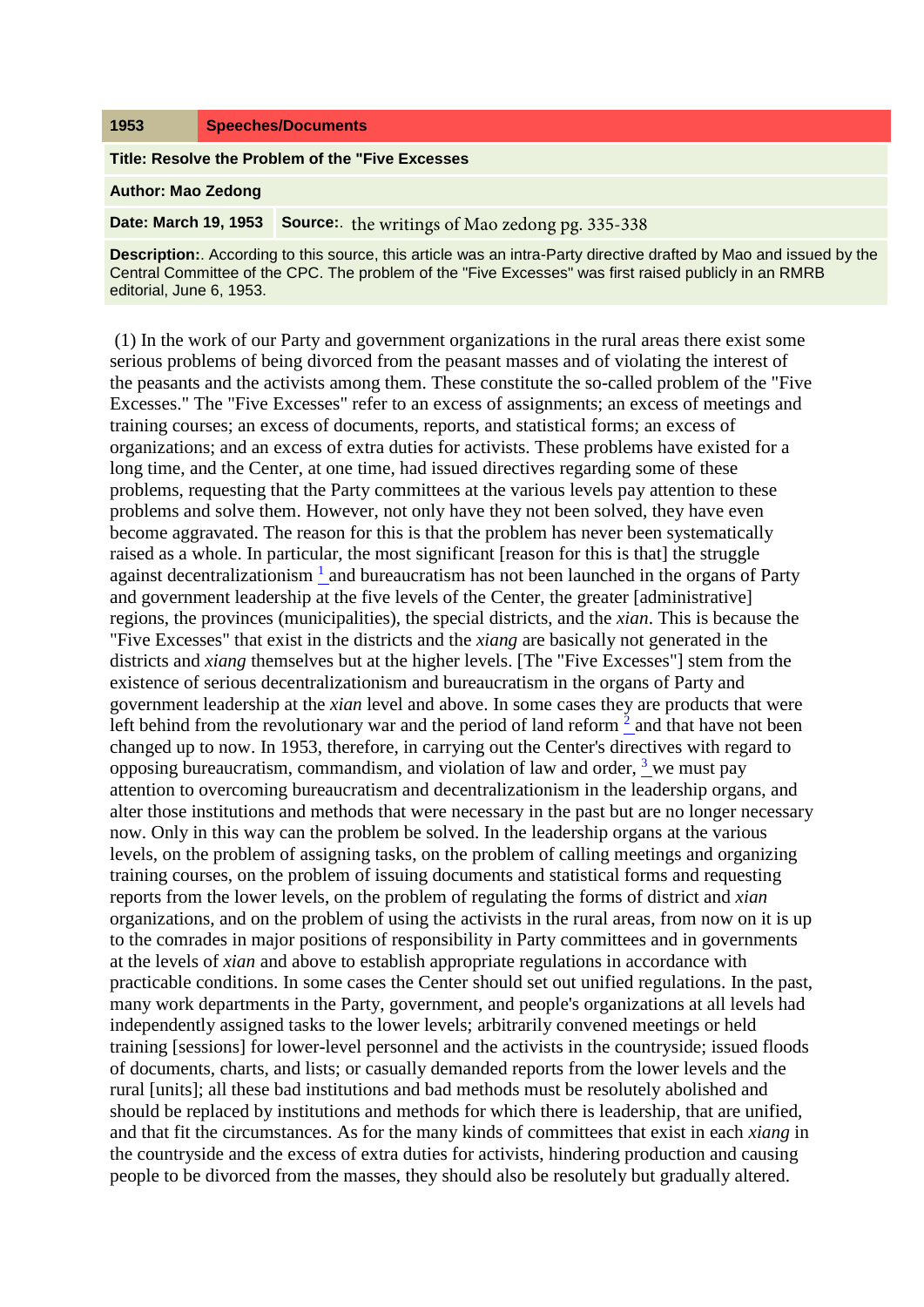| 1953 | Speeches/Documents |
|---|---|

**Title: Resolve the Problem of the "Five Excesses**

**Author: Mao Zedong**

**Date: March 19, 1953** | **Source:**. the writings of Mao zedong pg. 335-338

**Description:**. According to this source, this article was an intra-Party directive drafted by Mao and issued by the Central Committee of the CPC. The problem of the "Five Excesses" was first raised publicly in an RMRB editorial, June 6, 1953.

(1) In the work of our Party and government organizations in the rural areas there exist some serious problems of being divorced from the peasant masses and of violating the interest of the peasants and the activists among them. These constitute the so-called problem of the "Five Excesses." The "Five Excesses" refer to an excess of assignments; an excess of meetings and training courses; an excess of documents, reports, and statistical forms; an excess of organizations; and an excess of extra duties for activists. These problems have existed for a long time, and the Center, at one time, had issued directives regarding some of these problems, requesting that the Party committees at the various levels pay attention to these problems and solve them. However, not only have they not been solved, they have even become aggravated. The reason for this is that the problem has never been systematically raised as a whole. In particular, the most significant [reason for this is that] the struggle against decentralizationism [1] and bureaucratism has not been launched in the organs of Party and government leadership at the five levels of the Center, the greater [administrative] regions, the provinces (municipalities), the special districts, and the *xian*. This is because the "Five Excesses" that exist in the districts and the *xiang* are basically not generated in the districts and *xiang* themselves but at the higher levels. [The "Five Excesses"] stem from the existence of serious decentralizationism and bureaucratism in the organs of Party and government leadership at the *xian* level and above. In some cases they are products that were left behind from the revolutionary war and the period of land reform [2] and that have not been changed up to now. In 1953, therefore, in carrying out the Center's directives with regard to opposing bureaucratism, commandism, and violation of law and order, [3] we must pay attention to overcoming bureaucratism and decentralizationism in the leadership organs, and alter those institutions and methods that were necessary in the past but are no longer necessary now. Only in this way can the problem be solved. In the leadership organs at the various levels, on the problem of assigning tasks, on the problem of calling meetings and organizing training courses, on the problem of issuing documents and statistical forms and requesting reports from the lower levels, on the problem of regulating the forms of district and *xian* organizations, and on the problem of using the activists in the rural areas, from now on it is up to the comrades in major positions of responsibility in Party committees and in governments at the levels of *xian* and above to establish appropriate regulations in accordance with practicable conditions. In some cases the Center should set out unified regulations. In the past, many work departments in the Party, government, and people's organizations at all levels had independently assigned tasks to the lower levels; arbitrarily convened meetings or held training [sessions] for lower-level personnel and the activists in the countryside; issued floods of documents, charts, and lists; or casually demanded reports from the lower levels and the rural [units]; all these bad institutions and bad methods must be resolutely abolished and should be replaced by institutions and methods for which there is leadership, that are unified, and that fit the circumstances. As for the many kinds of committees that exist in each *xiang* in the countryside and the excess of extra duties for activists, hindering production and causing people to be divorced from the masses, they should also be resolutely but gradually altered.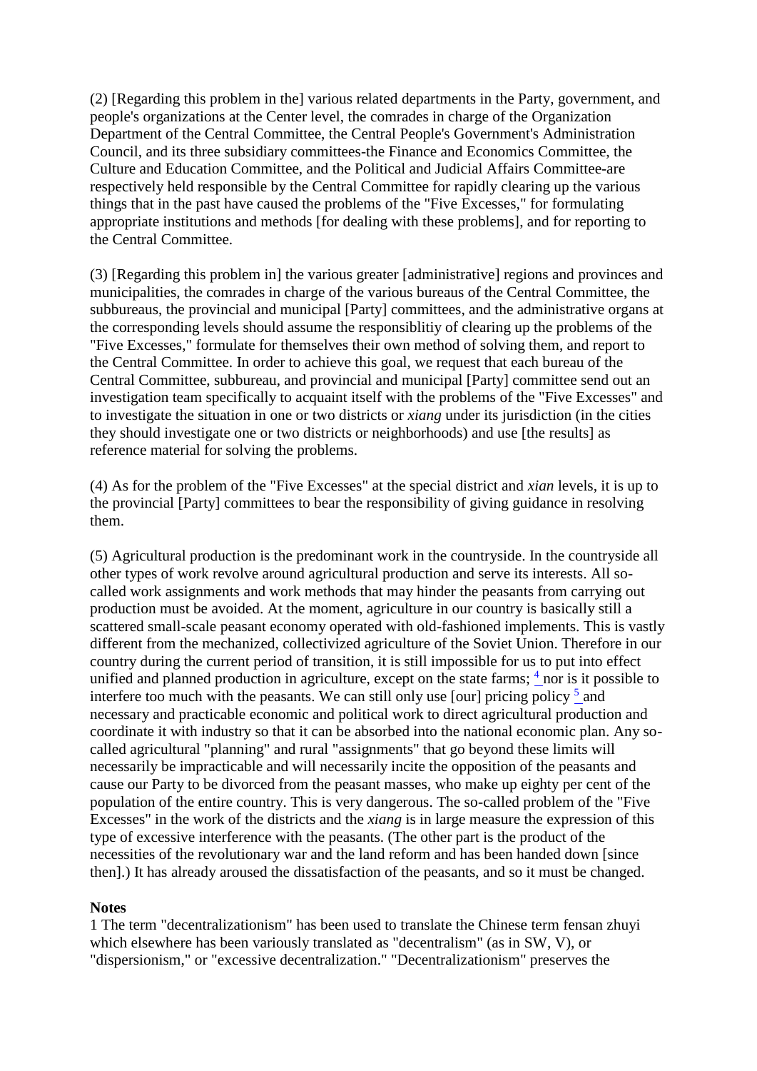(2) [Regarding this problem in the] various related departments in the Party, government, and people's organizations at the Center level, the comrades in charge of the Organization Department of the Central Committee, the Central People's Government's Administration Council, and its three subsidiary committees-the Finance and Economics Committee, the Culture and Education Committee, and the Political and Judicial Affairs Committee-are respectively held responsible by the Central Committee for rapidly clearing up the various things that in the past have caused the problems of the "Five Excesses," for formulating appropriate institutions and methods [for dealing with these problems], and for reporting to the Central Committee.

(3) [Regarding this problem in] the various greater [administrative] regions and provinces and municipalities, the comrades in charge of the various bureaus of the Central Committee, the subbureaus, the provincial and municipal [Party] committees, and the administrative organs at the corresponding levels should assume the responsiblitiy of clearing up the problems of the "Five Excesses," formulate for themselves their own method of solving them, and report to the Central Committee. In order to achieve this goal, we request that each bureau of the Central Committee, subbureau, and provincial and municipal [Party] committee send out an investigation team specifically to acquaint itself with the problems of the "Five Excesses" and to investigate the situation in one or two districts or *xiang* under its jurisdiction (in the cities they should investigate one or two districts or neighborhoods) and use [the results] as reference material for solving the problems.

(4) As for the problem of the "Five Excesses" at the special district and *xian* levels, it is up to the provincial [Party] committees to bear the responsibility of giving guidance in resolving them.

(5) Agricultural production is the predominant work in the countryside. In the countryside all other types of work revolve around agricultural production and serve its interests. All so-called work assignments and work methods that may hinder the peasants from carrying out production must be avoided. At the moment, agriculture in our country is basically still a scattered small-scale peasant economy operated with old-fashioned implements. This is vastly different from the mechanized, collectivized agriculture of the Soviet Union. Therefore in our country during the current period of transition, it is still impossible for us to put into effect unified and planned production in agriculture, except on the state farms; [4] nor is it possible to interfere too much with the peasants. We can still only use [our] pricing policy [5] and necessary and practicable economic and political work to direct agricultural production and coordinate it with industry so that it can be absorbed into the national economic plan. Any so-called agricultural "planning" and rural "assignments" that go beyond these limits will necessarily be impracticable and will necessarily incite the opposition of the peasants and cause our Party to be divorced from the peasant masses, who make up eighty per cent of the population of the entire country. This is very dangerous. The so-called problem of the "Five Excesses" in the work of the districts and the *xiang* is in large measure the expression of this type of excessive interference with the peasants. (The other part is the product of the necessities of the revolutionary war and the land reform and has been handed down [since then].) It has already aroused the dissatisfaction of the peasants, and so it must be changed.

**Notes**

1 The term "decentralizationism" has been used to translate the Chinese term fensan zhuyi which elsewhere has been variously translated as "decentralism" (as in SW, V), or "dispersionism," or "excessive decentralization." "Decentralizationism" preserves the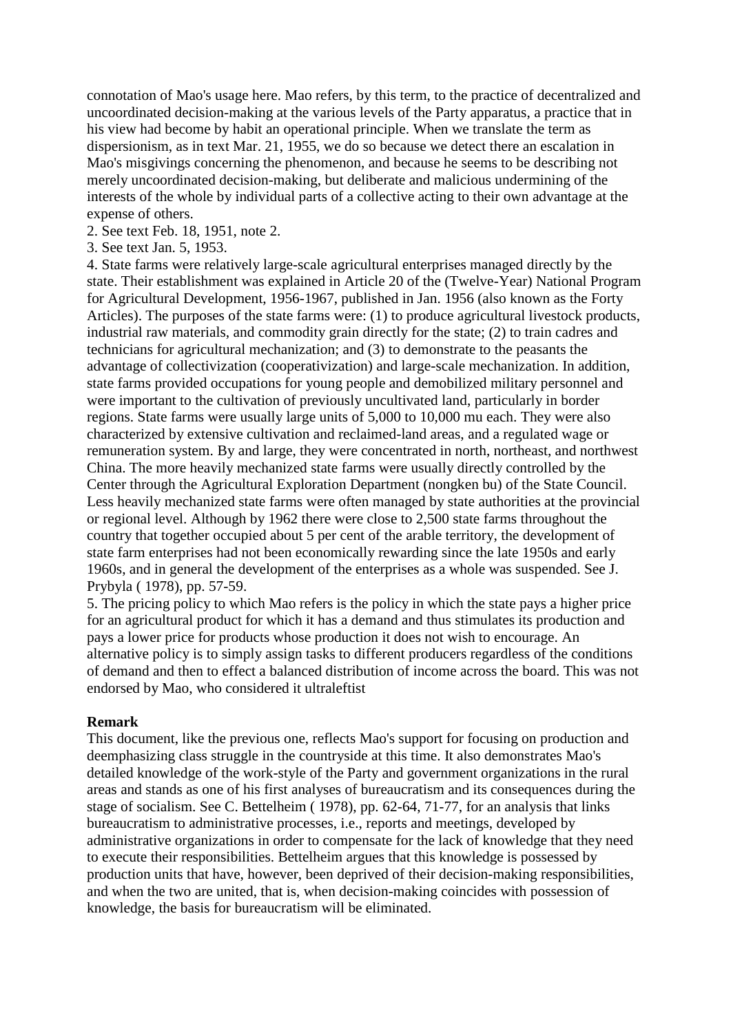connotation of Mao's usage here. Mao refers, by this term, to the practice of decentralized and uncoordinated decision-making at the various levels of the Party apparatus, a practice that in his view had become by habit an operational principle. When we translate the term as dispersionism, as in text Mar. 21, 1955, we do so because we detect there an escalation in Mao's misgivings concerning the phenomenon, and because he seems to be describing not merely uncoordinated decision-making, but deliberate and malicious undermining of the interests of the whole by individual parts of a collective acting to their own advantage at the expense of others.

2. See text Feb. 18, 1951, note 2.
3. See text Jan. 5, 1953.
4. State farms were relatively large-scale agricultural enterprises managed directly by the state. Their establishment was explained in Article 20 of the (Twelve-Year) National Program for Agricultural Development, 1956-1967, published in Jan. 1956 (also known as the Forty Articles). The purposes of the state farms were: (1) to produce agricultural livestock products, industrial raw materials, and commodity grain directly for the state; (2) to train cadres and technicians for agricultural mechanization; and (3) to demonstrate to the peasants the advantage of collectivization (cooperativization) and large-scale mechanization. In addition, state farms provided occupations for young people and demobilized military personnel and were important to the cultivation of previously uncultivated land, particularly in border regions. State farms were usually large units of 5,000 to 10,000 mu each. They were also characterized by extensive cultivation and reclaimed-land areas, and a regulated wage or remuneration system. By and large, they were concentrated in north, northeast, and northwest China. The more heavily mechanized state farms were usually directly controlled by the Center through the Agricultural Exploration Department (nongken bu) of the State Council. Less heavily mechanized state farms were often managed by state authorities at the provincial or regional level. Although by 1962 there were close to 2,500 state farms throughout the country that together occupied about 5 per cent of the arable territory, the development of state farm enterprises had not been economically rewarding since the late 1950s and early 1960s, and in general the development of the enterprises as a whole was suspended. See J. Prybyla ( 1978), pp. 57-59.
5. The pricing policy to which Mao refers is the policy in which the state pays a higher price for an agricultural product for which it has a demand and thus stimulates its production and pays a lower price for products whose production it does not wish to encourage. An alternative policy is to simply assign tasks to different producers regardless of the conditions of demand and then to effect a balanced distribution of income across the board. This was not endorsed by Mao, who considered it ultraleftist

**Remark**

This document, like the previous one, reflects Mao's support for focusing on production and deemphasizing class struggle in the countryside at this time. It also demonstrates Mao's detailed knowledge of the work-style of the Party and government organizations in the rural areas and stands as one of his first analyses of bureaucratism and its consequences during the stage of socialism. See C. Bettelheim ( 1978), pp. 62-64, 71-77, for an analysis that links bureaucratism to administrative processes, i.e., reports and meetings, developed by administrative organizations in order to compensate for the lack of knowledge that they need to execute their responsibilities. Bettelheim argues that this knowledge is possessed by production units that have, however, been deprived of their decision-making responsibilities, and when the two are united, that is, when decision-making coincides with possession of knowledge, the basis for bureaucratism will be eliminated.